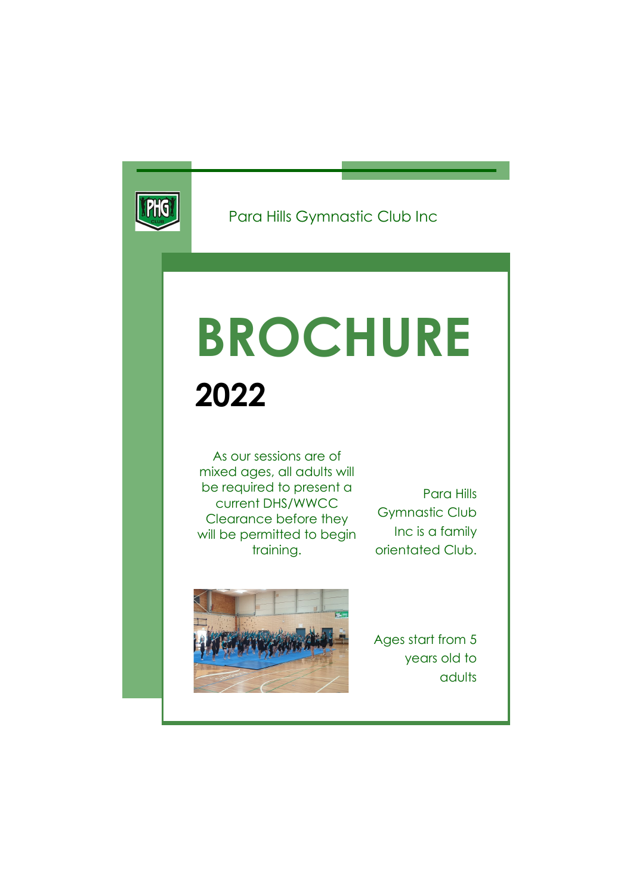Para Hills Gymnastic Club Inc

# BROCHURE

## 2022

As our sessions are of mixed ages, all adults will be required to present a current DHS/WWCC Clearance before they will be permitted to begin training.

Para Hills Gymnastic Club Inc is a family orientated Club.

Ages start from 5 years old to adults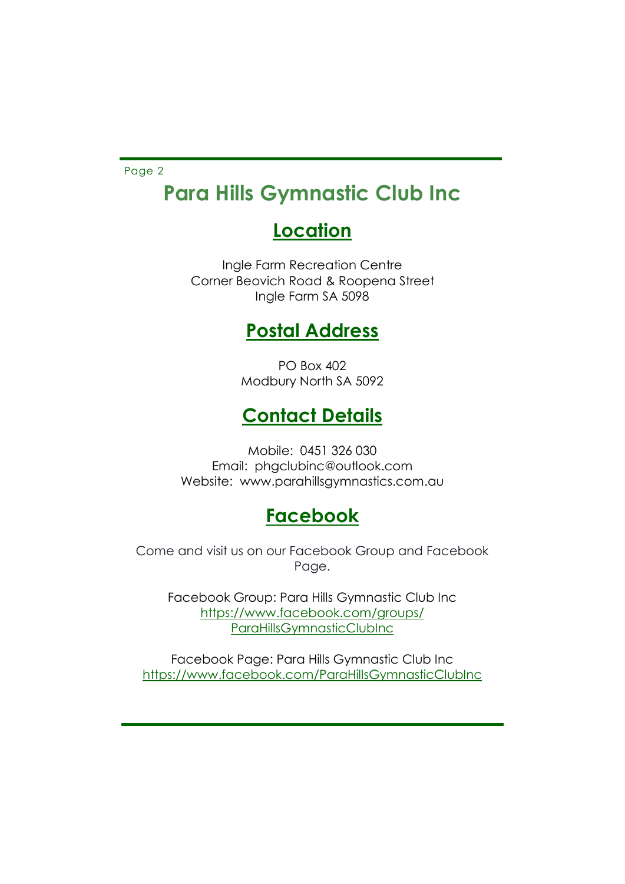# Para Hills Gymnastic Club Inc

## Location

Ingle Farm Recreation Centre
Corner Beovich Road & Roopena Street
Ingle Farm SA 5098

## Postal Address

PO Box 402
Modbury North SA 5092

## Contact Details

Mobile: 0451 326 030
Email: phgclubinc@outlook.com
Website: www.parahillsgymnastics.com.au

## Facebook

Come and visit us on our Facebook Group and Facebook Page.

Facebook Group: Para Hills Gymnastic Club Inc
https://www.facebook.com/groups/ParaHillsGymnasticClubInc

Facebook Page: Para Hills Gymnastic Club Inc
https://www.facebook.com/ParaHillsGymnasticClubInc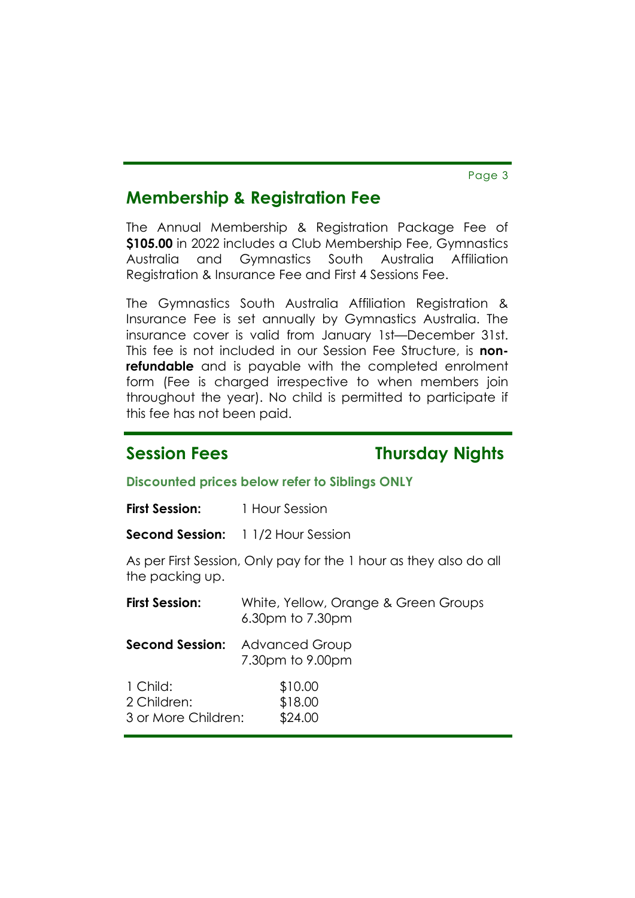## Membership & Registration Fee

The Annual Membership & Registration Package Fee of **$105.00** in 2022 includes a Club Membership Fee, Gymnastics Australia and Gymnastics South Australia Affiliation Registration & Insurance Fee and First 4 Sessions Fee.

The Gymnastics South Australia Affiliation Registration & Insurance Fee is set annually by Gymnastics Australia. The insurance cover is valid from January 1st—December 31st. This fee is not included in our Session Fee Structure, is **non-refundable** and is payable with the completed enrolment form (Fee is charged irrespective to when members join throughout the year). No child is permitted to participate if this fee has not been paid.

## Session Fees — Thursday Nights

**Discounted prices below refer to Siblings ONLY**

**First Session:** 1 Hour Session

**Second Session:** 1 1/2 Hour Session

As per First Session, Only pay for the 1 hour as they also do all the packing up.

**First Session:** White, Yellow, Orange & Green Groups
6.30pm to 7.30pm

**Second Session:** Advanced Group
7.30pm to 9.00pm

| | |
|---|---|
| 1 Child: | $10.00 |
| 2 Children: | $18.00 |
| 3 or More Children: | $24.00 |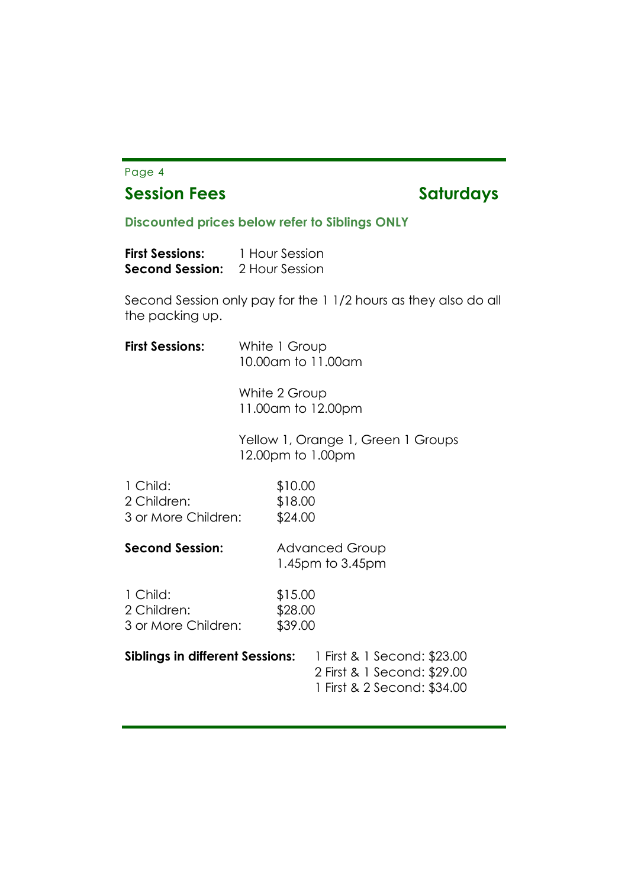## Session Fees — Saturdays

**Discounted prices below refer to Siblings ONLY**

**First Sessions:** 1 Hour Session
**Second Session:** 2 Hour Session

Second Session only pay for the 1 1/2 hours as they also do all the packing up.

**First Sessions:**

White 1 Group
10.00am to 11.00am

White 2 Group
11.00am to 12.00pm

Yellow 1, Orange 1, Green 1 Groups
12.00pm to 1.00pm

| | |
|---|---|
| 1 Child: | $10.00 |
| 2 Children: | $18.00 |
| 3 or More Children: | $24.00 |

**Second Session:**

Advanced Group
1.45pm to 3.45pm

| | |
|---|---|
| 1 Child: | $15.00 |
| 2 Children: | $28.00 |
| 3 or More Children: | $39.00 |

**Siblings in different Sessions:**

1 First & 1 Second: $23.00
2 First & 1 Second: $29.00
1 First & 2 Second: $34.00